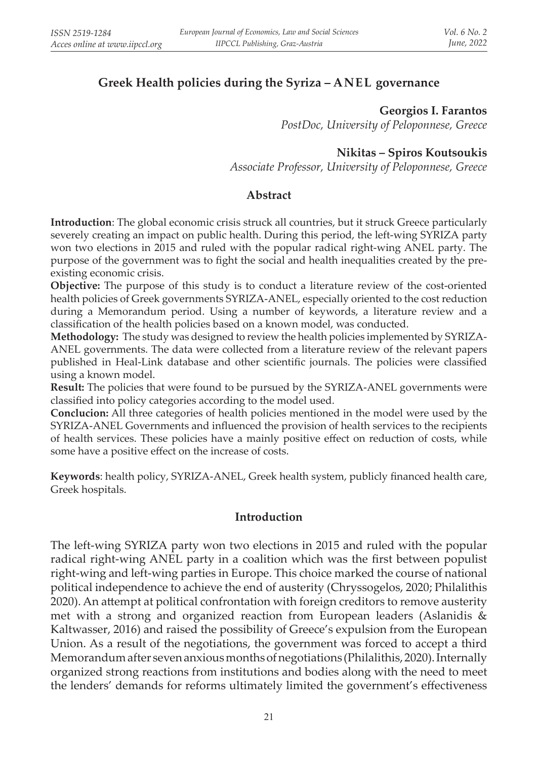# Greek Health policies during the Syriza – ANEL governance

**Georgios I. Farantos**
*PostDoc, University of Peloponnese, Greece*

**Nikitas – Spiros Koutsoukis**
*Associate Professor, University of Peloponnese, Greece*

## Abstract

**Introduction**: The global economic crisis struck all countries, but it struck Greece particularly severely creating an impact on public health. During this period, the left-wing SYRIZA party won two elections in 2015 and ruled with the popular radical right-wing ANEL party. The purpose of the government was to fight the social and health inequalities created by the pre-existing economic crisis.

**Objective:** The purpose of this study is to conduct a literature review of the cost-oriented health policies of Greek governments SYRIZA-ANEL, especially oriented to the cost reduction during a Memorandum period. Using a number of keywords, a literature review and a classification of the health policies based on a known model, was conducted.

**Methodology:** The study was designed to review the health policies implemented by SYRIZA-ANEL governments. The data were collected from a literature review of the relevant papers published in Heal-Link database and other scientific journals. The policies were classified using a known model.

**Result:** The policies that were found to be pursued by the SYRIZA-ANEL governments were classified into policy categories according to the model used.

**Conclucion:** All three categories of health policies mentioned in the model were used by the SYRIZA-ANEL Governments and influenced the provision of health services to the recipients of health services. These policies have a mainly positive effect on reduction of costs, while some have a positive effect on the increase of costs.

**Keywords**: health policy, SYRIZA-ANEL, Greek health system, publicly financed health care, Greek hospitals.

## Introduction

The left-wing SYRIZA party won two elections in 2015 and ruled with the popular radical right-wing ANEL party in a coalition which was the first between populist right-wing and left-wing parties in Europe. This choice marked the course of national political independence to achieve the end of austerity (Chryssogelos, 2020; Philalithis 2020). An attempt at political confrontation with foreign creditors to remove austerity met with a strong and organized reaction from European leaders (Aslanidis & Kaltwasser, 2016) and raised the possibility of Greece's expulsion from the European Union. As a result of the negotiations, the government was forced to accept a third Memorandum after seven anxious months of negotiations (Philalithis, 2020). Internally organized strong reactions from institutions and bodies along with the need to meet the lenders' demands for reforms ultimately limited the government's effectiveness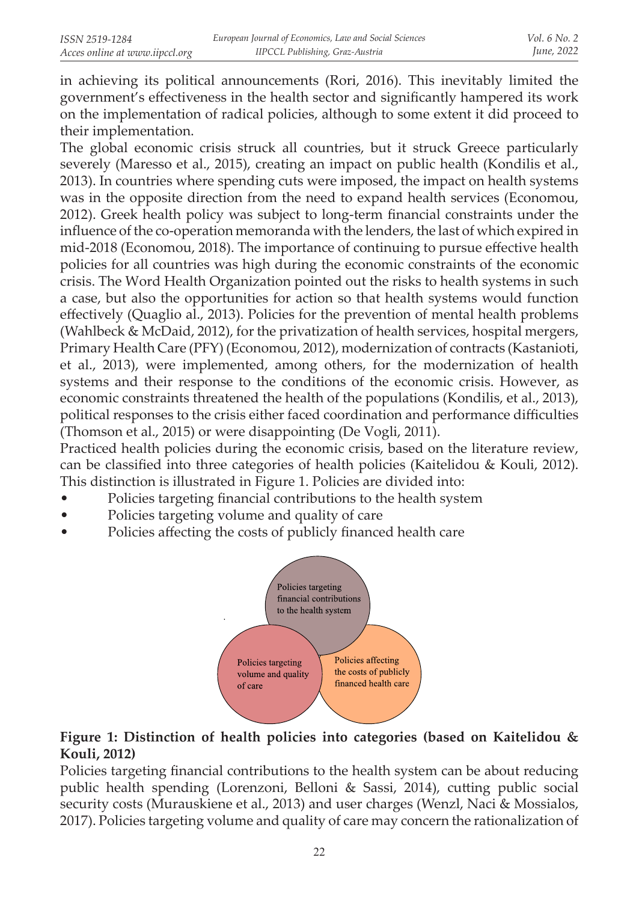in achieving its political announcements (Rori, 2016). This inevitably limited the government's effectiveness in the health sector and significantly hampered its work on the implementation of radical policies, although to some extent it did proceed to their implementation.

The global economic crisis struck all countries, but it struck Greece particularly severely (Maresso et al., 2015), creating an impact on public health (Kondilis et al., 2013). In countries where spending cuts were imposed, the impact on health systems was in the opposite direction from the need to expand health services (Economou, 2012). Greek health policy was subject to long-term financial constraints under the influence of the co-operation memoranda with the lenders, the last of which expired in mid-2018 (Economou, 2018). The importance of continuing to pursue effective health policies for all countries was high during the economic constraints of the economic crisis. The Word Health Organization pointed out the risks to health systems in such a case, but also the opportunities for action so that health systems would function effectively (Quaglio al., 2013). Policies for the prevention of mental health problems (Wahlbeck & McDaid, 2012), for the privatization of health services, hospital mergers, Primary Health Care (PFY) (Economou, 2012), modernization of contracts (Kastanioti, et al., 2013), were implemented, among others, for the modernization of health systems and their response to the conditions of the economic crisis. However, as economic constraints threatened the health of the populations (Kondilis, et al., 2013), political responses to the crisis either faced coordination and performance difficulties (Thomson et al., 2015) or were disappointing (De Vogli, 2011).

Practiced health policies during the economic crisis, based on the literature review, can be classified into three categories of health policies (Kaitelidou & Kouli, 2012). This distinction is illustrated in Figure 1. Policies are divided into:

- Policies targeting financial contributions to the health system
- Policies targeting volume and quality of care
- Policies affecting the costs of publicly financed health care

Policies targeting financial contributions to the health system

Policies targeting volume and quality of care

Policies affecting the costs of publicly financed health care

**Figure 1: Distinction of health policies into categories (based on Kaitelidou & Kouli, 2012)**

Policies targeting financial contributions to the health system can be about reducing public health spending (Lorenzoni, Belloni & Sassi, 2014), cutting public social security costs (Murauskiene et al., 2013) and user charges (Wenzl, Naci & Mossialos, 2017). Policies targeting volume and quality of care may concern the rationalization of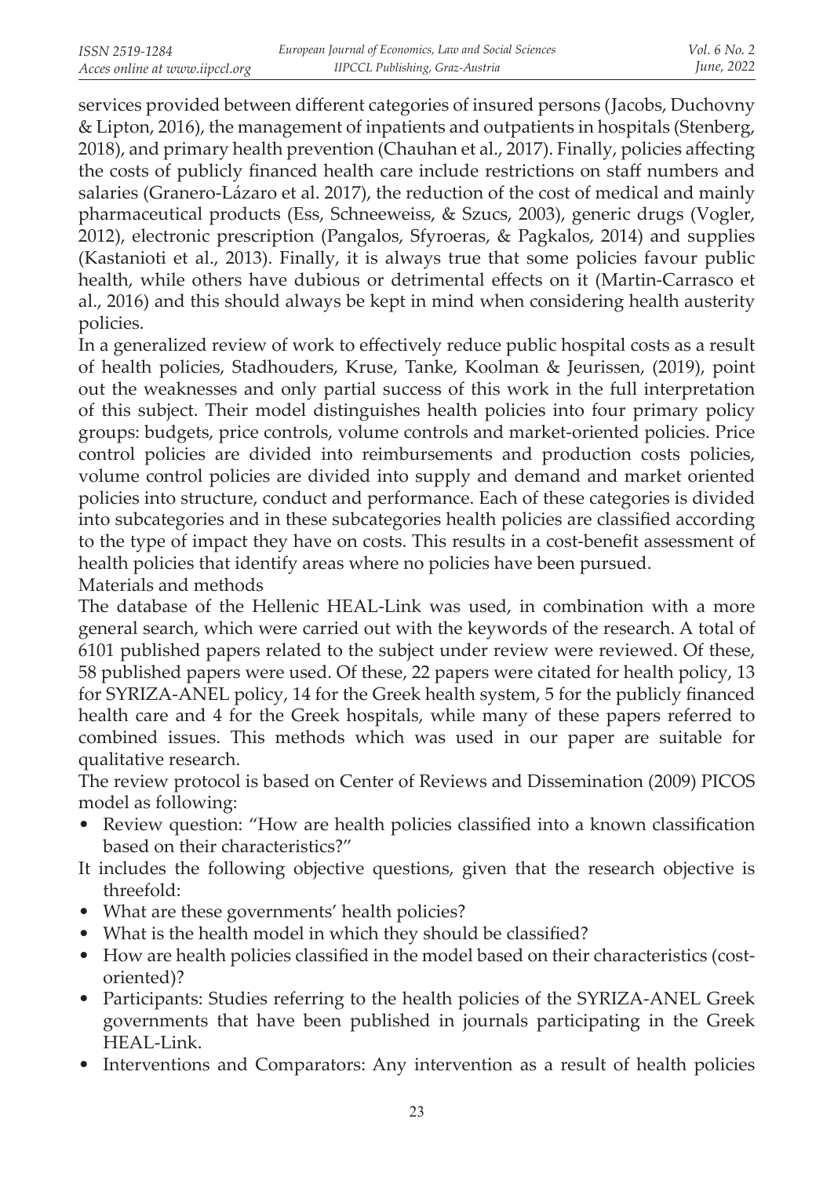services provided between different categories of insured persons (Jacobs, Duchovny & Lipton, 2016), the management of inpatients and outpatients in hospitals (Stenberg, 2018), and primary health prevention (Chauhan et al., 2017). Finally, policies affecting the costs of publicly financed health care include restrictions on staff numbers and salaries (Granero-Lázaro et al. 2017), the reduction of the cost of medical and mainly pharmaceutical products (Ess, Schneeweiss, & Szucs, 2003), generic drugs (Vogler, 2012), electronic prescription (Pangalos, Sfyroeras, & Pagkalos, 2014) and supplies (Kastanioti et al., 2013). Finally, it is always true that some policies favour public health, while others have dubious or detrimental effects on it (Martin-Carrasco et al., 2016) and this should always be kept in mind when considering health austerity policies.

In a generalized review of work to effectively reduce public hospital costs as a result of health policies, Stadhouders, Kruse, Tanke, Koolman & Jeurissen, (2019), point out the weaknesses and only partial success of this work in the full interpretation of this subject. Their model distinguishes health policies into four primary policy groups: budgets, price controls, volume controls and market-oriented policies. Price control policies are divided into reimbursements and production costs policies, volume control policies are divided into supply and demand and market oriented policies into structure, conduct and performance. Each of these categories is divided into subcategories and in these subcategories health policies are classified according to the type of impact they have on costs. This results in a cost-benefit assessment of health policies that identify areas where no policies have been pursued.

## Materials and methods

The database of the Hellenic HEAL-Link was used, in combination with a more general search, which were carried out with the keywords of the research. A total of 6101 published papers related to the subject under review were reviewed. Of these, 58 published papers were used. Of these, 22 papers were citated for health policy, 13 for SYRIZA-ANEL policy, 14 for the Greek health system, 5 for the publicly financed health care and 4 for the Greek hospitals, while many of these papers referred to combined issues. This methods which was used in our paper are suitable for qualitative research.

The review protocol is based on Center of Reviews and Dissemination (2009) PICOS model as following:

- Review question: "How are health policies classified into a known classification based on their characteristics?"

It includes the following objective questions, given that the research objective is threefold:

- What are these governments' health policies?
- What is the health model in which they should be classified?
- How are health policies classified in the model based on their characteristics (cost-oriented)?
- Participants: Studies referring to the health policies of the SYRIZA-ANEL Greek governments that have been published in journals participating in the Greek HEAL-Link.
- Interventions and Comparators: Any intervention as a result of health policies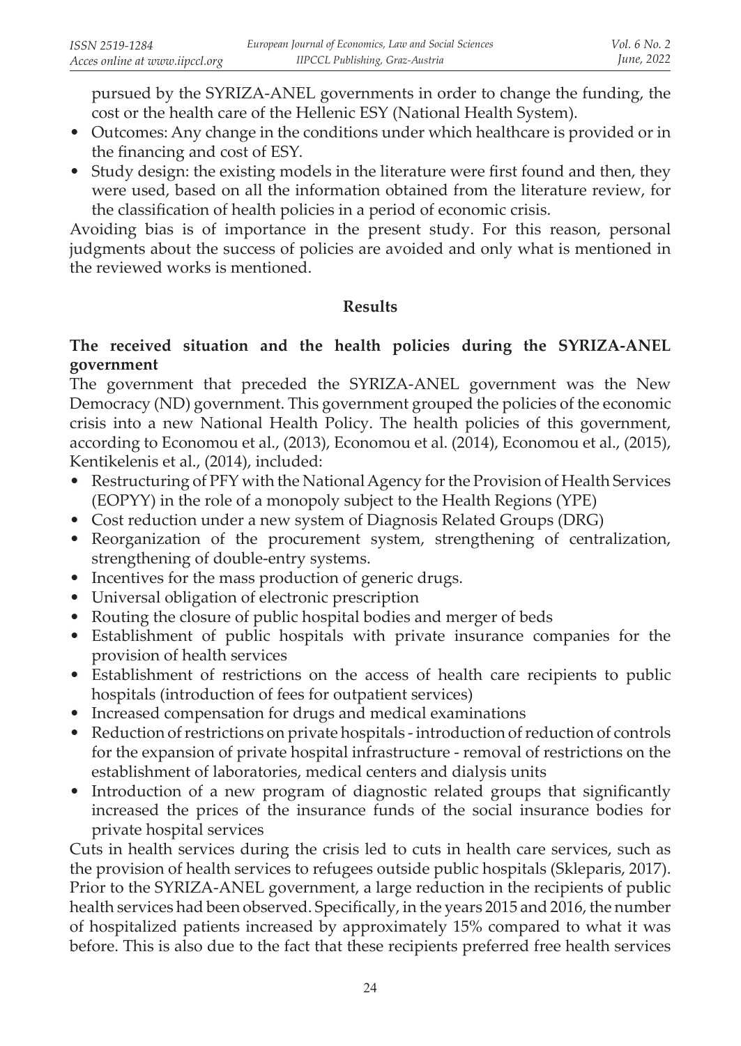pursued by the SYRIZA-ANEL governments in order to change the funding, the cost or the health care of the Hellenic ESY (National Health System).

- Outcomes: Any change in the conditions under which healthcare is provided or in the financing and cost of ESY.
- Study design: the existing models in the literature were first found and then, they were used, based on all the information obtained from the literature review, for the classification of health policies in a period of economic crisis.

Avoiding bias is of importance in the present study. For this reason, personal judgments about the success of policies are avoided and only what is mentioned in the reviewed works is mentioned.

## Results

### The received situation and the health policies during the SYRIZA-ANEL government

The government that preceded the SYRIZA-ANEL government was the New Democracy (ND) government. This government grouped the policies of the economic crisis into a new National Health Policy. The health policies of this government, according to Economou et al., (2013), Economou et al. (2014), Economou et al., (2015), Kentikelenis et al., (2014), included:

- Restructuring of PFY with the National Agency for the Provision of Health Services (EOPYY) in the role of a monopoly subject to the Health Regions (YPE)
- Cost reduction under a new system of Diagnosis Related Groups (DRG)
- Reorganization of the procurement system, strengthening of centralization, strengthening of double-entry systems.
- Incentives for the mass production of generic drugs.
- Universal obligation of electronic prescription
- Routing the closure of public hospital bodies and merger of beds
- Establishment of public hospitals with private insurance companies for the provision of health services
- Establishment of restrictions on the access of health care recipients to public hospitals (introduction of fees for outpatient services)
- Increased compensation for drugs and medical examinations
- Reduction of restrictions on private hospitals - introduction of reduction of controls for the expansion of private hospital infrastructure - removal of restrictions on the establishment of laboratories, medical centers and dialysis units
- Introduction of a new program of diagnostic related groups that significantly increased the prices of the insurance funds of the social insurance bodies for private hospital services

Cuts in health services during the crisis led to cuts in health care services, such as the provision of health services to refugees outside public hospitals (Skleparis, 2017). Prior to the SYRIZA-ANEL government, a large reduction in the recipients of public health services had been observed. Specifically, in the years 2015 and 2016, the number of hospitalized patients increased by approximately 15% compared to what it was before. This is also due to the fact that these recipients preferred free health services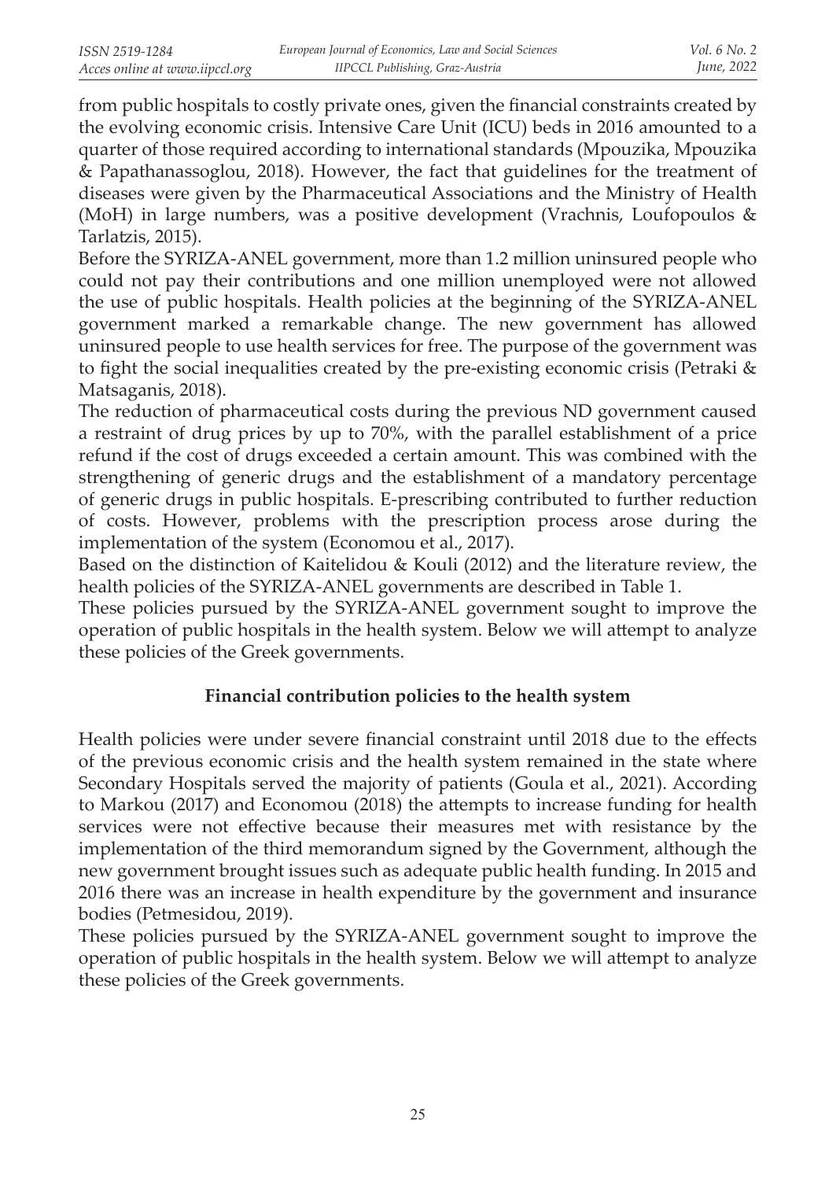from public hospitals to costly private ones, given the financial constraints created by the evolving economic crisis. Intensive Care Unit (ICU) beds in 2016 amounted to a quarter of those required according to international standards (Mpouzika, Mpouzika & Papathanassoglou, 2018). However, the fact that guidelines for the treatment of diseases were given by the Pharmaceutical Associations and the Ministry of Health (MoH) in large numbers, was a positive development (Vrachnis, Loufopoulos & Tarlatzis, 2015).

Before the SYRIZA-ANEL government, more than 1.2 million uninsured people who could not pay their contributions and one million unemployed were not allowed the use of public hospitals. Health policies at the beginning of the SYRIZA-ANEL government marked a remarkable change. The new government has allowed uninsured people to use health services for free. The purpose of the government was to fight the social inequalities created by the pre-existing economic crisis (Petraki & Matsaganis, 2018).

The reduction of pharmaceutical costs during the previous ND government caused a restraint of drug prices by up to 70%, with the parallel establishment of a price refund if the cost of drugs exceeded a certain amount. This was combined with the strengthening of generic drugs and the establishment of a mandatory percentage of generic drugs in public hospitals. E-prescribing contributed to further reduction of costs. However, problems with the prescription process arose during the implementation of the system (Economou et al., 2017).

Based on the distinction of Kaitelidou & Kouli (2012) and the literature review, the health policies of the SYRIZA-ANEL governments are described in Table 1.

These policies pursued by the SYRIZA-ANEL government sought to improve the operation of public hospitals in the health system. Below we will attempt to analyze these policies of the Greek governments.

## Financial contribution policies to the health system

Health policies were under severe financial constraint until 2018 due to the effects of the previous economic crisis and the health system remained in the state where Secondary Hospitals served the majority of patients (Goula et al., 2021). According to Markou (2017) and Economou (2018) the attempts to increase funding for health services were not effective because their measures met with resistance by the implementation of the third memorandum signed by the Government, although the new government brought issues such as adequate public health funding. In 2015 and 2016 there was an increase in health expenditure by the government and insurance bodies (Petmesidou, 2019).

These policies pursued by the SYRIZA-ANEL government sought to improve the operation of public hospitals in the health system. Below we will attempt to analyze these policies of the Greek governments.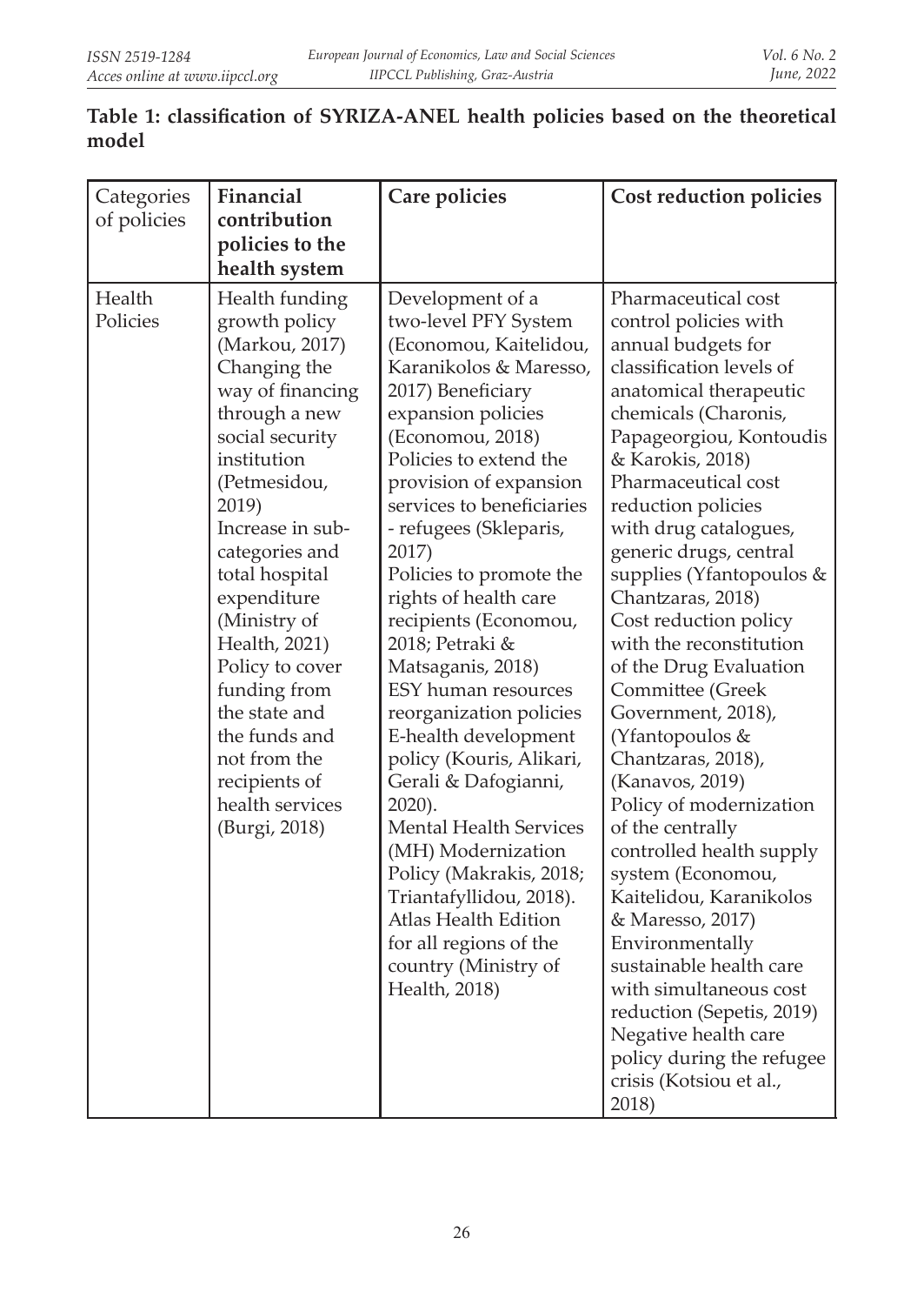**Table 1: classification of SYRIZA-ANEL health policies based on the theoretical model**

| Categories of policies | Financial contribution policies to the health system | Care policies | Cost reduction policies |
|---|---|---|---|
| Health Policies | Health funding growth policy (Markou, 2017) Changing the way of financing through a new social security institution (Petmesidou, 2019) Increase in sub-categories and total hospital expenditure (Ministry of Health, 2021) Policy to cover funding from the state and the funds and not from the recipients of health services (Burgi, 2018) | Development of a two-level PFY System (Economou, Kaitelidou, Karanikolos & Maresso, 2017) Beneficiary expansion policies (Economou, 2018) Policies to extend the provision of expansion services to beneficiaries - refugees (Skleparis, 2017) Policies to promote the rights of health care recipients (Economou, 2018; Petraki & Matsaganis, 2018) ESY human resources reorganization policies E-health development policy (Kouris, Alikari, Gerali & Dafogianni, 2020). Mental Health Services (MH) Modernization Policy (Makrakis, 2018; Triantafyllidou, 2018). Atlas Health Edition for all regions of the country (Ministry of Health, 2018) | Pharmaceutical cost control policies with annual budgets for classification levels of anatomical therapeutic chemicals (Charonis, Papageorgiou, Kontoudis & Karokis, 2018) Pharmaceutical cost reduction policies with drug catalogues, generic drugs, central supplies (Yfantopoulos & Chantzaras, 2018) Cost reduction policy with the reconstitution of the Drug Evaluation Committee (Greek Government, 2018), (Yfantopoulos & Chantzaras, 2018), (Kanavos, 2019) Policy of modernization of the centrally controlled health supply system (Economou, Kaitelidou, Karanikolos & Maresso, 2017) Environmentally sustainable health care with simultaneous cost reduction (Sepetis, 2019) Negative health care policy during the refugee crisis (Kotsiou et al., 2018) |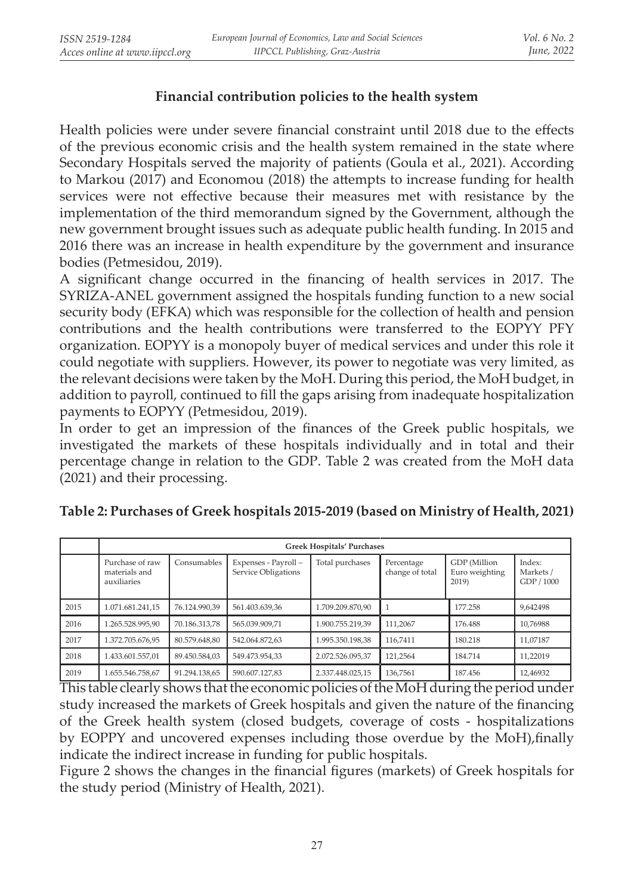## Financial contribution policies to the health system

Health policies were under severe financial constraint until 2018 due to the effects of the previous economic crisis and the health system remained in the state where Secondary Hospitals served the majority of patients (Goula et al., 2021). According to Markou (2017) and Economou (2018) the attempts to increase funding for health services were not effective because their measures met with resistance by the implementation of the third memorandum signed by the Government, although the new government brought issues such as adequate public health funding. In 2015 and 2016 there was an increase in health expenditure by the government and insurance bodies (Petmesidou, 2019).

A significant change occurred in the financing of health services in 2017. The SYRIZA-ANEL government assigned the hospitals funding function to a new social security body (EFKA) which was responsible for the collection of health and pension contributions and the health contributions were transferred to the EOPYY PFY organization. EOPYY is a monopoly buyer of medical services and under this role it could negotiate with suppliers. However, its power to negotiate was very limited, as the relevant decisions were taken by the MoH. During this period, the MoH budget, in addition to payroll, continued to fill the gaps arising from inadequate hospitalization payments to EOPYY (Petmesidou, 2019).

In order to get an impression of the finances of the Greek public hospitals, we investigated the markets of these hospitals individually and in total and their percentage change in relation to the GDP. Table 2 was created from the MoH data (2021) and their processing.

**Table 2: Purchases of Greek hospitals 2015-2019 (based on Ministry of Health, 2021)**

| | Greek Hospitals' Purchases | | | | | | |
|---|---|---|---|---|---|---|---|
| | Purchase of raw materials and auxiliaries | Consumables | Expenses - Payroll – Service Obligations | Total purchases | Percentage change of total | GDP (Million Euro weighting 2019) | Index: Markets / GDP / 1000 |
| 2015 | 1.071.681.241,15 | 76.124.990,39 | 561.403.639,36 | 1.709.209.870,90 | 1 | 177.258 | 9,642498 |
| 2016 | 1.265.528.995,90 | 70.186.313,78 | 565.039.909,71 | 1.900.755.219,39 | 111,2067 | 176.488 | 10,76988 |
| 2017 | 1.372.705.676,95 | 80.579.648,80 | 542.064.872,63 | 1.995.350.198,38 | 116,7411 | 180.218 | 11,07187 |
| 2018 | 1.433.601.557,01 | 89.450.584,03 | 549.473.954,33 | 2.072.526.095,37 | 121,2564 | 184.714 | 11,22019 |
| 2019 | 1.655.546.758,67 | 91.294.138,65 | 590.607.127,83 | 2.337.448.025,15 | 136,7561 | 187.456 | 12,46932 |

This table clearly shows that the economic policies of the MoH during the period under study increased the markets of Greek hospitals and given the nature of the financing of the Greek health system (closed budgets, coverage of costs - hospitalizations by EOPPY and uncovered expenses including those overdue by the MoH),finally indicate the indirect increase in funding for public hospitals.

Figure 2 shows the changes in the financial figures (markets) of Greek hospitals for the study period (Ministry of Health, 2021).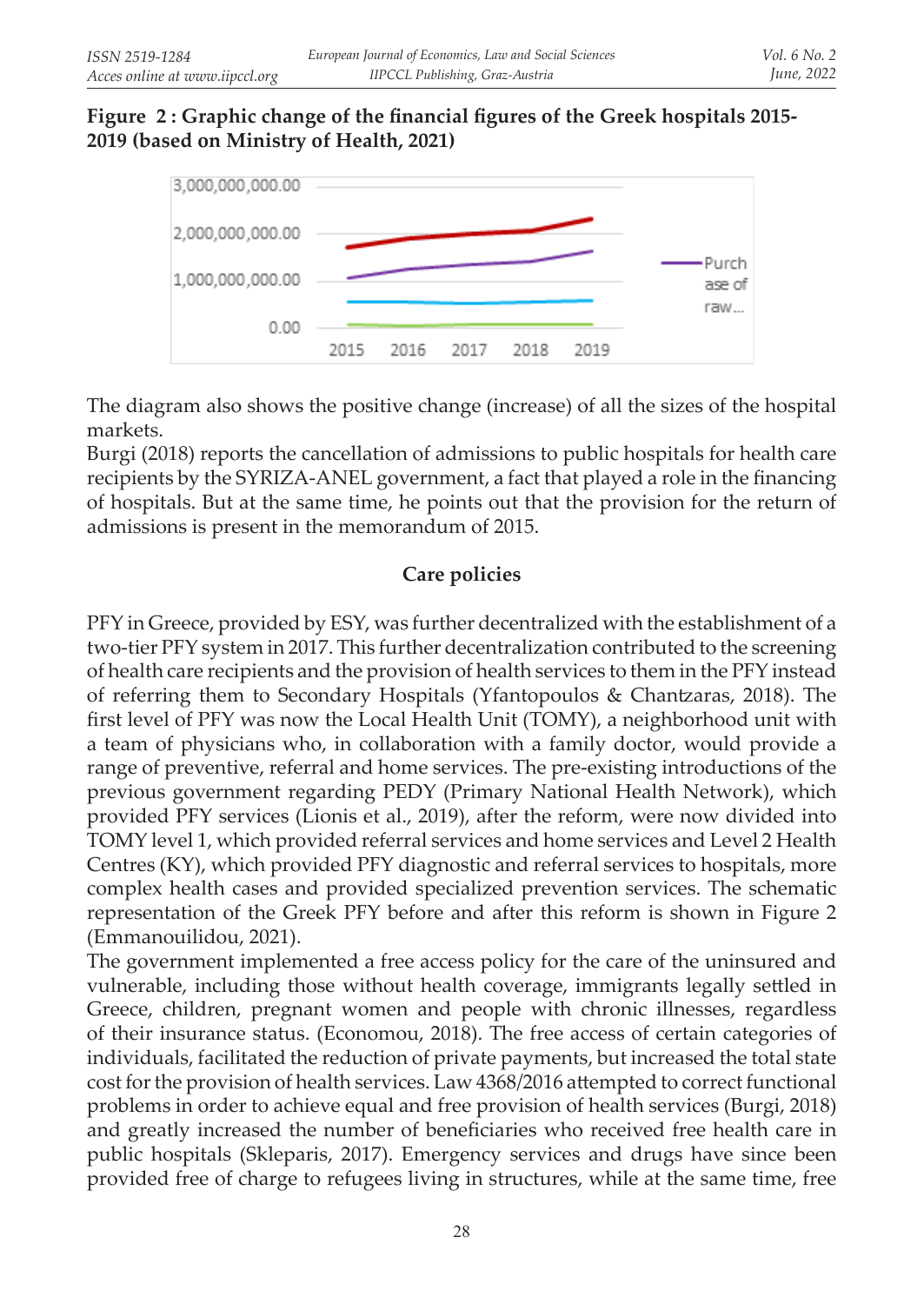**Figure 2 : Graphic change of the financial figures of the Greek hospitals 2015-2019 (based on Ministry of Health, 2021)**

The diagram also shows the positive change (increase) of all the sizes of the hospital markets.

Burgi (2018) reports the cancellation of admissions to public hospitals for health care recipients by the SYRIZA-ANEL government, a fact that played a role in the financing of hospitals. But at the same time, he points out that the provision for the return of admissions is present in the memorandum of 2015.

### Care policies

PFY in Greece, provided by ESY, was further decentralized with the establishment of a two-tier PFY system in 2017. This further decentralization contributed to the screening of health care recipients and the provision of health services to them in the PFY instead of referring them to Secondary Hospitals (Yfantopoulos & Chantzaras, 2018). The first level of PFY was now the Local Health Unit (TOMY), a neighborhood unit with a team of physicians who, in collaboration with a family doctor, would provide a range of preventive, referral and home services. The pre-existing introductions of the previous government regarding PEDY (Primary National Health Network), which provided PFY services (Lionis et al., 2019), after the reform, were now divided into TOMY level 1, which provided referral services and home services and Level 2 Health Centres (KY), which provided PFY diagnostic and referral services to hospitals, more complex health cases and provided specialized prevention services. The schematic representation of the Greek PFY before and after this reform is shown in Figure 2 (Emmanouilidou, 2021).

The government implemented a free access policy for the care of the uninsured and vulnerable, including those without health coverage, immigrants legally settled in Greece, children, pregnant women and people with chronic illnesses, regardless of their insurance status. (Economou, 2018). The free access of certain categories of individuals, facilitated the reduction of private payments, but increased the total state cost for the provision of health services. Law 4368/2016 attempted to correct functional problems in order to achieve equal and free provision of health services (Burgi, 2018) and greatly increased the number of beneficiaries who received free health care in public hospitals (Skleparis, 2017). Emergency services and drugs have since been provided free of charge to refugees living in structures, while at the same time, free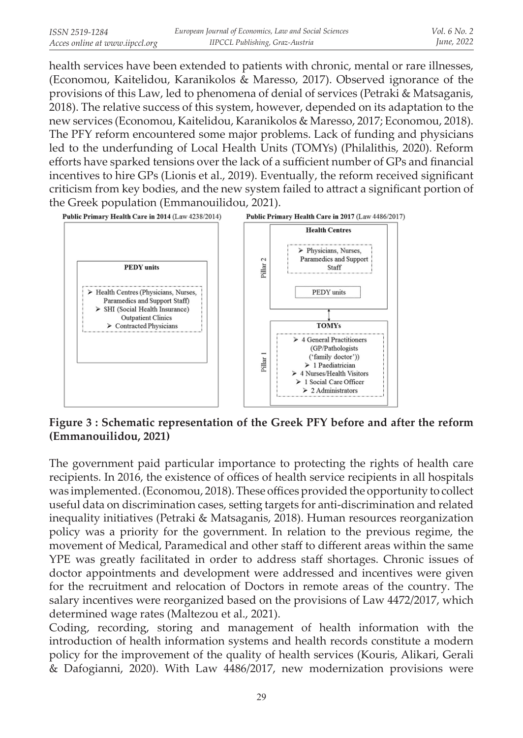health services have been extended to patients with chronic, mental or rare illnesses, (Economou, Kaitelidou, Karanikolos & Maresso, 2017). Observed ignorance of the provisions of this Law, led to phenomena of denial of services (Petraki & Matsaganis, 2018). The relative success of this system, however, depended on its adaptation to the new services (Economou, Kaitelidou, Karanikolos & Maresso, 2017; Economou, 2018). The PFY reform encountered some major problems. Lack of funding and physicians led to the underfunding of Local Health Units (TOMYs) (Philalithis, 2020). Reform efforts have sparked tensions over the lack of a sufficient number of GPs and financial incentives to hire GPs (Lionis et al., 2019). Eventually, the reform received significant criticism from key bodies, and the new system failed to attract a significant portion of the Greek population (Emmanouilidou, 2021).

**Public Primary Health Care in 2014** (Law 4238/2014)

**PEDY units**

- Health Centres (Physicians, Nurses, Paramedics and Support Staff)
- SHI (Social Health Insurance) Outpatient Clinics
- Contracted Physicians

**Public Primary Health Care in 2017** (Law 4486/2017)

Pillar 2 – **Health Centres**

- Physicians, Nurses, Paramedics and Support Staff

PEDY units

Pillar 1 – **TOMYs**

- 4 General Practitioners (GP/Pathologists ('family doctor'))
- 1 Paediatrician
- 4 Nurses/Health Visitors
- 1 Social Care Officer
- 2 Administrators

**Figure 3 : Schematic representation of the Greek PFY before and after the reform (Emmanouilidou, 2021)**

The government paid particular importance to protecting the rights of health care recipients. In 2016, the existence of offices of health service recipients in all hospitals was implemented. (Economou, 2018). These offices provided the opportunity to collect useful data on discrimination cases, setting targets for anti-discrimination and related inequality initiatives (Petraki & Matsaganis, 2018). Human resources reorganization policy was a priority for the government. In relation to the previous regime, the movement of Medical, Paramedical and other staff to different areas within the same YPE was greatly facilitated in order to address staff shortages. Chronic issues of doctor appointments and development were addressed and incentives were given for the recruitment and relocation of Doctors in remote areas of the country. The salary incentives were reorganized based on the provisions of Law 4472/2017, which determined wage rates (Maltezou et al., 2021).

Coding, recording, storing and management of health information with the introduction of health information systems and health records constitute a modern policy for the improvement of the quality of health services (Kouris, Alikari, Gerali & Dafogianni, 2020). With Law 4486/2017, new modernization provisions were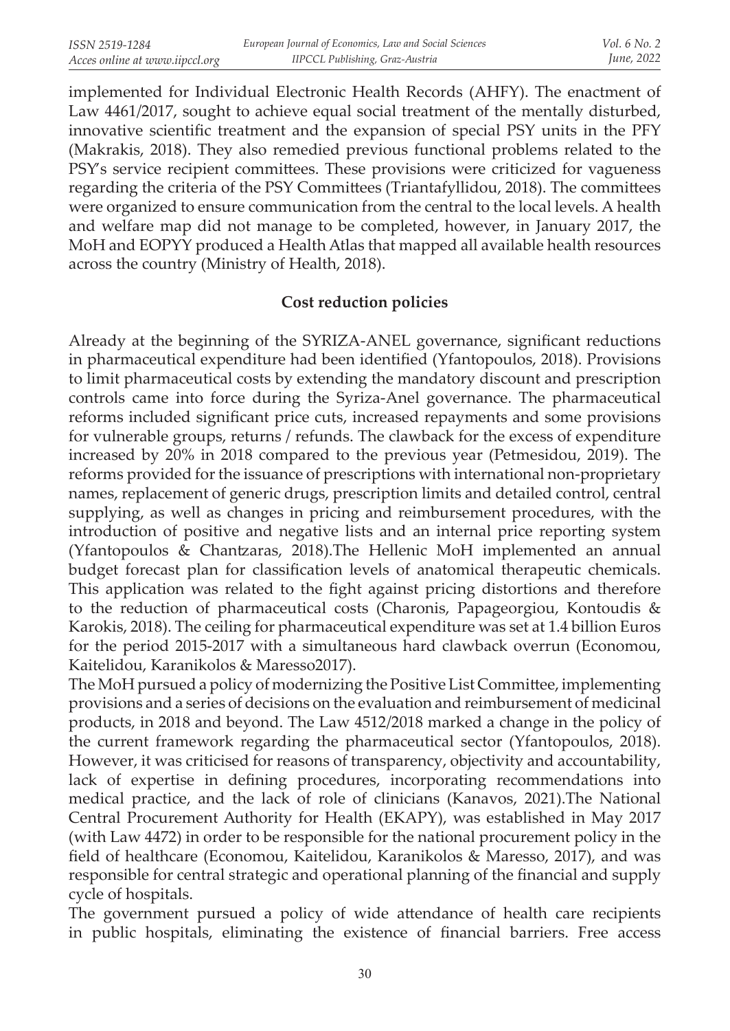implemented for Individual Electronic Health Records (AHFY). The enactment of Law 4461/2017, sought to achieve equal social treatment of the mentally disturbed, innovative scientific treatment and the expansion of special PSY units in the PFY (Makrakis, 2018). They also remedied previous functional problems related to the PSY's service recipient committees. These provisions were criticized for vagueness regarding the criteria of the PSY Committees (Triantafyllidou, 2018). The committees were organized to ensure communication from the central to the local levels. A health and welfare map did not manage to be completed, however, in January 2017, the MoH and EOPYY produced a Health Atlas that mapped all available health resources across the country (Ministry of Health, 2018).

## Cost reduction policies

Already at the beginning of the SYRIZA-ANEL governance, significant reductions in pharmaceutical expenditure had been identified (Yfantopoulos, 2018). Provisions to limit pharmaceutical costs by extending the mandatory discount and prescription controls came into force during the Syriza-Anel governance. The pharmaceutical reforms included significant price cuts, increased repayments and some provisions for vulnerable groups, returns / refunds. The clawback for the excess of expenditure increased by 20% in 2018 compared to the previous year (Petmesidou, 2019). The reforms provided for the issuance of prescriptions with international non-proprietary names, replacement of generic drugs, prescription limits and detailed control, central supplying, as well as changes in pricing and reimbursement procedures, with the introduction of positive and negative lists and an internal price reporting system (Yfantopoulos & Chantzaras, 2018).The Hellenic MoH implemented an annual budget forecast plan for classification levels of anatomical therapeutic chemicals. This application was related to the fight against pricing distortions and therefore to the reduction of pharmaceutical costs (Charonis, Papageorgiou, Kontoudis & Karokis, 2018). The ceiling for pharmaceutical expenditure was set at 1.4 billion Euros for the period 2015-2017 with a simultaneous hard clawback overrun (Economou, Kaitelidou, Karanikolos & Maresso2017).

The MoH pursued a policy of modernizing the Positive List Committee, implementing provisions and a series of decisions on the evaluation and reimbursement of medicinal products, in 2018 and beyond. The Law 4512/2018 marked a change in the policy of the current framework regarding the pharmaceutical sector (Yfantopoulos, 2018). However, it was criticised for reasons of transparency, objectivity and accountability, lack of expertise in defining procedures, incorporating recommendations into medical practice, and the lack of role of clinicians (Kanavos, 2021).The National Central Procurement Authority for Health (EKAPY), was established in May 2017 (with Law 4472) in order to be responsible for the national procurement policy in the field of healthcare (Economou, Kaitelidou, Karanikolos & Maresso, 2017), and was responsible for central strategic and operational planning of the financial and supply cycle of hospitals.

The government pursued a policy of wide attendance of health care recipients in public hospitals, eliminating the existence of financial barriers. Free access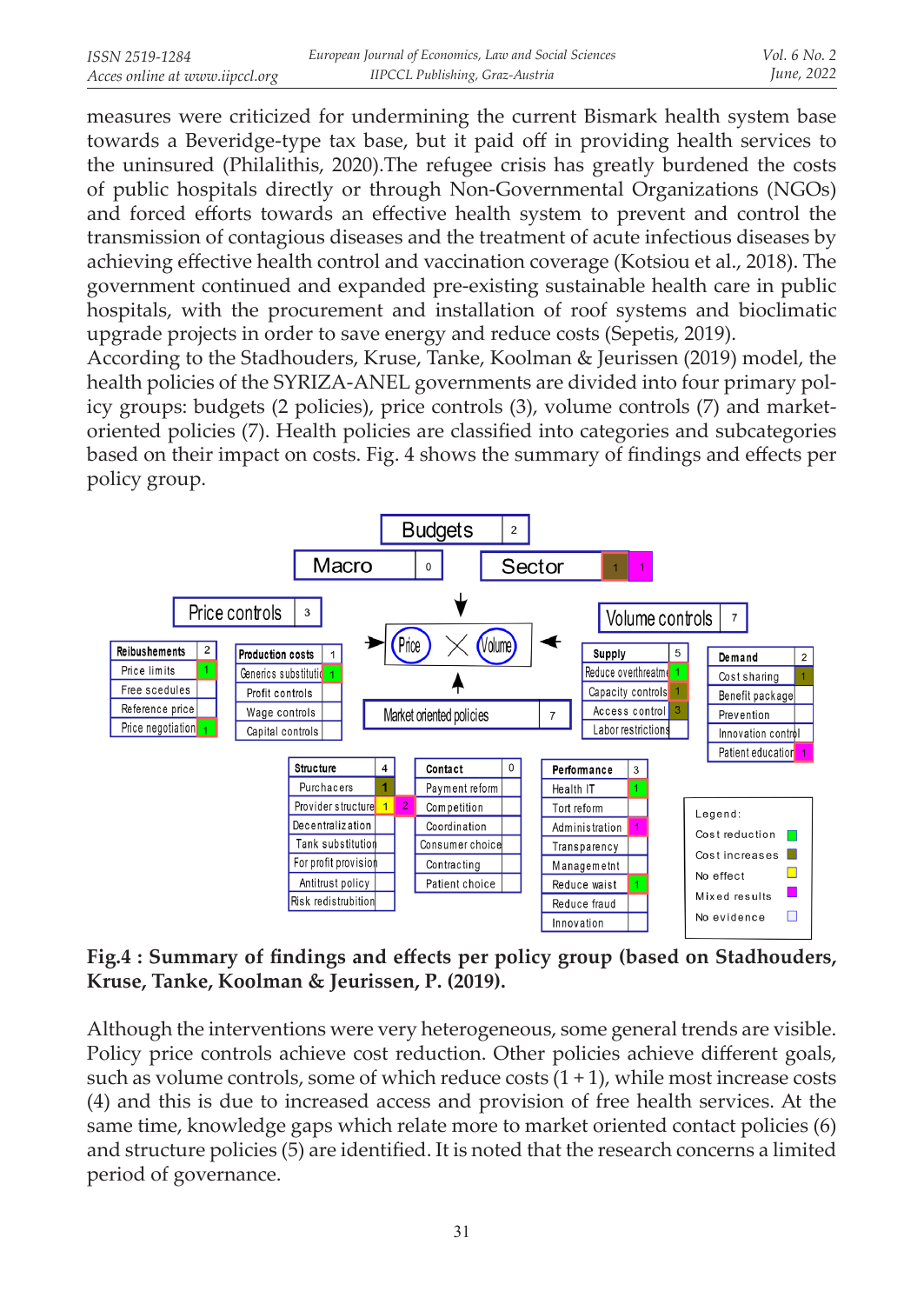measures were criticized for undermining the current Bismark health system base towards a Beveridge-type tax base, but it paid off in providing health services to the uninsured (Philalithis, 2020).The refugee crisis has greatly burdened the costs of public hospitals directly or through Non-Governmental Organizations (NGOs) and forced efforts towards an effective health system to prevent and control the transmission of contagious diseases and the treatment of acute infectious diseases by achieving effective health control and vaccination coverage (Kotsiou et al., 2018). The government continued and expanded pre-existing sustainable health care in public hospitals, with the procurement and installation of roof systems and bioclimatic upgrade projects in order to save energy and reduce costs (Sepetis, 2019).
According to the Stadhouders, Kruse, Tanke, Koolman & Jeurissen (2019) model, the health policies of the SYRIZA-ANEL governments are divided into four primary policy groups: budgets (2 policies), price controls (3), volume controls (7) and market-oriented policies (7). Health policies are classified into categories and subcategories based on their impact on costs. Fig. 4 shows the summary of findings and effects per policy group.

**Fig.4 : Summary of findings and effects per policy group (based on Stadhouders, Kruse, Tanke, Koolman & Jeurissen, P. (2019).**

Although the interventions were very heterogeneous, some general trends are visible. Policy price controls achieve cost reduction. Other policies achieve different goals, such as volume controls, some of which reduce costs (1 + 1), while most increase costs (4) and this is due to increased access and provision of free health services. At the same time, knowledge gaps which relate more to market oriented contact policies (6) and structure policies (5) are identified. It is noted that the research concerns a limited period of governance.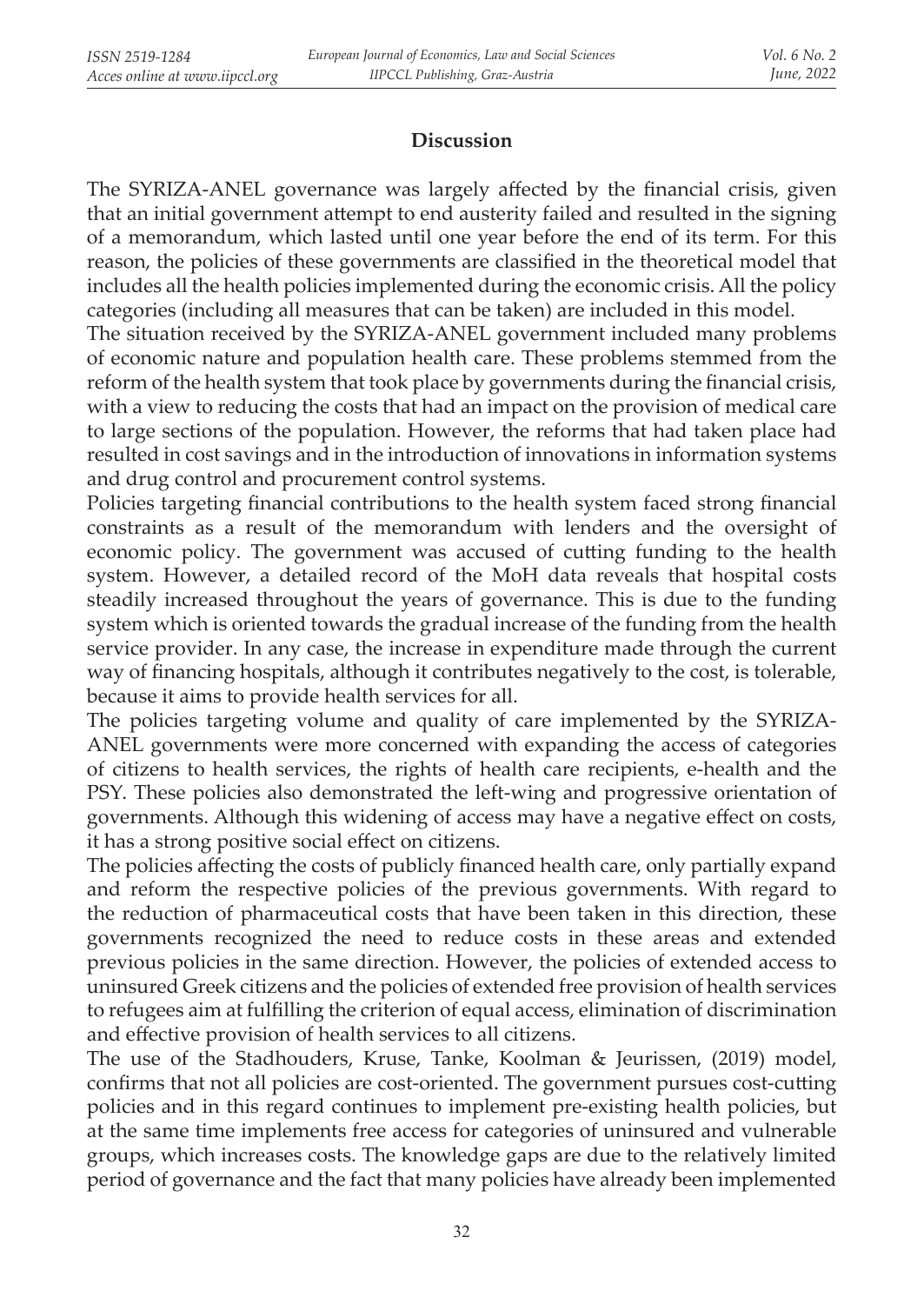## Discussion

The SYRIZA-ANEL governance was largely affected by the financial crisis, given that an initial government attempt to end austerity failed and resulted in the signing of a memorandum, which lasted until one year before the end of its term. For this reason, the policies of these governments are classified in the theoretical model that includes all the health policies implemented during the economic crisis. All the policy categories (including all measures that can be taken) are included in this model.

The situation received by the SYRIZA-ANEL government included many problems of economic nature and population health care. These problems stemmed from the reform of the health system that took place by governments during the financial crisis, with a view to reducing the costs that had an impact on the provision of medical care to large sections of the population. However, the reforms that had taken place had resulted in cost savings and in the introduction of innovations in information systems and drug control and procurement control systems.

Policies targeting financial contributions to the health system faced strong financial constraints as a result of the memorandum with lenders and the oversight of economic policy. The government was accused of cutting funding to the health system. However, a detailed record of the MoH data reveals that hospital costs steadily increased throughout the years of governance. This is due to the funding system which is oriented towards the gradual increase of the funding from the health service provider. In any case, the increase in expenditure made through the current way of financing hospitals, although it contributes negatively to the cost, is tolerable, because it aims to provide health services for all.

The policies targeting volume and quality of care implemented by the SYRIZA-ANEL governments were more concerned with expanding the access of categories of citizens to health services, the rights of health care recipients, e-health and the PSY. These policies also demonstrated the left-wing and progressive orientation of governments. Although this widening of access may have a negative effect on costs, it has a strong positive social effect on citizens.

The policies affecting the costs of publicly financed health care, only partially expand and reform the respective policies of the previous governments. With regard to the reduction of pharmaceutical costs that have been taken in this direction, these governments recognized the need to reduce costs in these areas and extended previous policies in the same direction. However, the policies of extended access to uninsured Greek citizens and the policies of extended free provision of health services to refugees aim at fulfilling the criterion of equal access, elimination of discrimination and effective provision of health services to all citizens.

The use of the Stadhouders, Kruse, Tanke, Koolman & Jeurissen, (2019) model, confirms that not all policies are cost-oriented. The government pursues cost-cutting policies and in this regard continues to implement pre-existing health policies, but at the same time implements free access for categories of uninsured and vulnerable groups, which increases costs. The knowledge gaps are due to the relatively limited period of governance and the fact that many policies have already been implemented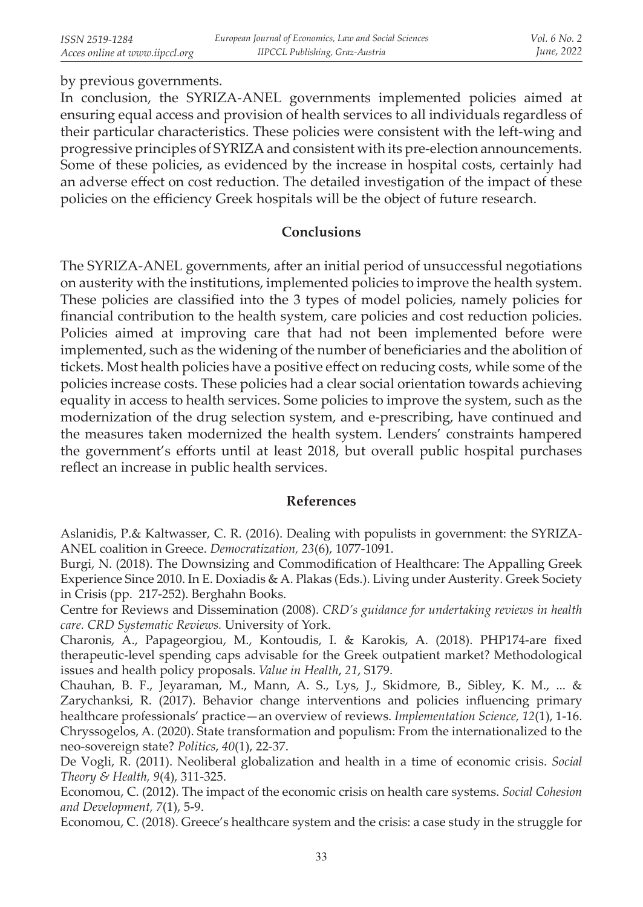by previous governments.

In conclusion, the SYRIZA-ANEL governments implemented policies aimed at ensuring equal access and provision of health services to all individuals regardless of their particular characteristics. These policies were consistent with the left-wing and progressive principles of SYRIZA and consistent with its pre-election announcements. Some of these policies, as evidenced by the increase in hospital costs, certainly had an adverse effect on cost reduction. The detailed investigation of the impact of these policies on the efficiency Greek hospitals will be the object of future research.

## Conclusions

The SYRIZA-ANEL governments, after an initial period of unsuccessful negotiations on austerity with the institutions, implemented policies to improve the health system. These policies are classified into the 3 types of model policies, namely policies for financial contribution to the health system, care policies and cost reduction policies. Policies aimed at improving care that had not been implemented before were implemented, such as the widening of the number of beneficiaries and the abolition of tickets. Most health policies have a positive effect on reducing costs, while some of the policies increase costs. These policies had a clear social orientation towards achieving equality in access to health services. Some policies to improve the system, such as the modernization of the drug selection system, and e-prescribing, have continued and the measures taken modernized the health system. Lenders' constraints hampered the government's efforts until at least 2018, but overall public hospital purchases reflect an increase in public health services.

## References

Aslanidis, P.& Kaltwasser, C. R. (2016). Dealing with populists in government: the SYRIZA-ANEL coalition in Greece. *Democratization, 23*(6), 1077-1091.

Burgi, N. (2018). The Downsizing and Commodification of Healthcare: The Appalling Greek Experience Since 2010. In E. Doxiadis & A. Plakas (Eds.). Living under Austerity. Greek Society in Crisis (pp. 217-252). Berghahn Books.

Centre for Reviews and Dissemination (2008). *CRD's guidance for undertaking reviews in health care. CRD Systematic Reviews.* University of York.

Charonis, A., Papageorgiou, M., Kontoudis, I. & Karokis, A. (2018). PHP174-are fixed therapeutic-level spending caps advisable for the Greek outpatient market? Methodological issues and health policy proposals. *Value in Health, 21*, S179.

Chauhan, B. F., Jeyaraman, M., Mann, A. S., Lys, J., Skidmore, B., Sibley, K. M., ... & Zarychanksi, R. (2017). Behavior change interventions and policies influencing primary healthcare professionals' practice—an overview of reviews. *Implementation Science, 12*(1), 1-16.

Chryssogelos, A. (2020). State transformation and populism: From the internationalized to the neo-sovereign state? *Politics, 40*(1), 22-37.

De Vogli, R. (2011). Neoliberal globalization and health in a time of economic crisis. *Social Theory & Health, 9*(4), 311-325.

Economou, C. (2012). The impact of the economic crisis on health care systems. *Social Cohesion and Development, 7*(1), 5-9.

Economou, C. (2018). Greece's healthcare system and the crisis: a case study in the struggle for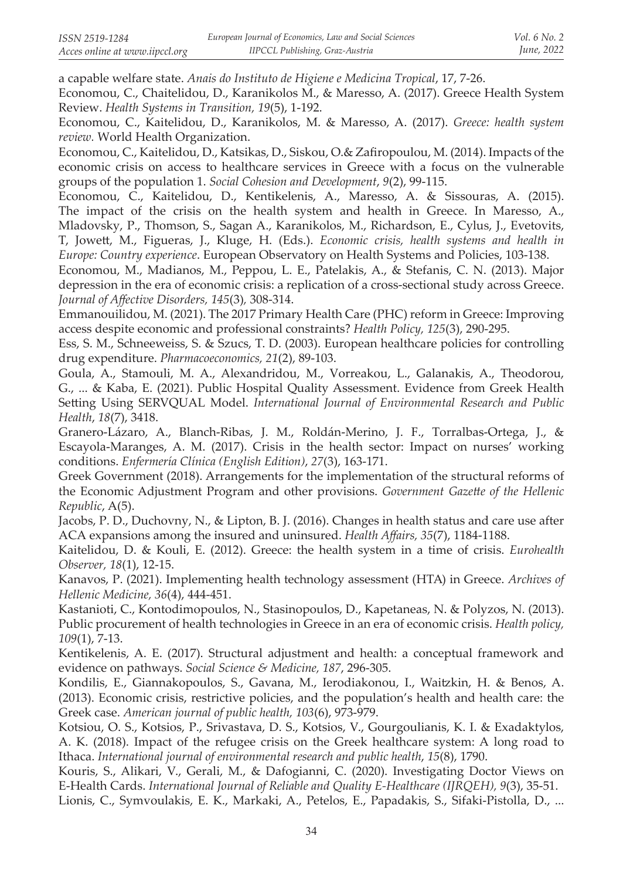a capable welfare state. *Anais do Instituto de Higiene e Medicina Tropical*, 17, 7-26.

Economou, C., Chaitelidou, D., Karanikolos M., & Maresso, A. (2017). Greece Health System Review. *Health Systems in Transition, 19*(5), 1-192.

Economou, C., Kaitelidou, D., Karanikolos, M. & Maresso, A. (2017). *Greece: health system review.* World Health Organization.

Economou, C., Kaitelidou, D., Katsikas, D., Siskou, O.& Zafiropoulou, M. (2014). Impacts of the economic crisis on access to healthcare services in Greece with a focus on the vulnerable groups of the population 1. *Social Cohesion and Development*, *9*(2), 99-115.

Economou, C., Kaitelidou, D., Kentikelenis, A., Maresso, A. & Sissouras, A. (2015). The impact of the crisis on the health system and health in Greece. In Maresso, A., Mladovsky, P., Thomson, S., Sagan A., Karanikolos, M., Richardson, E., Cylus, J., Evetovits, T, Jowett, M., Figueras, J., Kluge, H. (Eds.). *Economic crisis, health systems and health in Europe: Country experience*. European Observatory on Health Systems and Policies, 103-138.

Economou, M., Madianos, M., Peppou, L. E., Patelakis, A., & Stefanis, C. N. (2013). Major depression in the era of economic crisis: a replication of a cross-sectional study across Greece. *Journal of Affective Disorders, 145*(3)*,* 308-314.

Emmanouilidou, M. (2021). The 2017 Primary Health Care (PHC) reform in Greece: Improving access despite economic and professional constraints? *Health Policy, 125*(3), 290-295.

Ess, S. M., Schneeweiss, S. & Szucs, T. D. (2003). European healthcare policies for controlling drug expenditure. *Pharmacoeconomics, 21*(2), 89-103.

Goula, A., Stamouli, M. A., Alexandridou, M., Vorreakou, L., Galanakis, A., Theodorou, G., ... & Kaba, E. (2021). Public Hospital Quality Assessment. Evidence from Greek Health Setting Using SERVQUAL Model. *International Journal of Environmental Research and Public Health*, *18*(7), 3418.

Granero-Lázaro, A., Blanch-Ribas, J. M., Roldán-Merino, J. F., Torralbas-Ortega, J., & Escayola-Maranges, A. M. (2017). Crisis in the health sector: Impact on nurses' working conditions. *Enfermería Clínica (English Edition)*, *27*(3), 163-171.

Greek Government (2018). Arrangements for the implementation of the structural reforms of the Economic Adjustment Program and other provisions. *Government Gazette of the Hellenic Republic*, A(5).

Jacobs, P. D., Duchovny, N., & Lipton, B. J. (2016). Changes in health status and care use after ACA expansions among the insured and uninsured. *Health Affairs, 35*(7), 1184-1188.

Kaitelidou, D. & Kouli, E. (2012). Greece: the health system in a time of crisis. *Eurohealth Observer, 18*(1), 12-15.

Kanavos, P. (2021). Implementing health technology assessment (HTA) in Greece. *Archives of Hellenic Medicine, 36*(4), 444-451.

Kastanioti, C., Kontodimopoulos, N., Stasinopoulos, D., Kapetaneas, N. & Polyzos, N. (2013). Public procurement of health technologies in Greece in an era of economic crisis. *Health policy, 109*(1), 7-13.

Kentikelenis, A. E. (2017). Structural adjustment and health: a conceptual framework and evidence on pathways. *Social Science & Medicine, 187*, 296-305.

Kondilis, E., Giannakopoulos, S., Gavana, M., Ierodiakonou, I., Waitzkin, H. & Benos, A. (2013). Economic crisis, restrictive policies, and the population's health and health care: the Greek case. *American journal of public health, 103*(6), 973-979.

Kotsiou, O. S., Kotsios, P., Srivastava, D. S., Kotsios, V., Gourgoulianis, K. I. & Exadaktylos, A. K. (2018). Impact of the refugee crisis on the Greek healthcare system: A long road to Ithaca. *International journal of environmental research and public health*, *15*(8), 1790.

Kouris, S., Alikari, V., Gerali, M., & Dafogianni, C. (2020). Investigating Doctor Views on E-Health Cards. *International Journal of Reliable and Quality E-Healthcare (IJRQEH), 9*(3), 35-51.

Lionis, C., Symvoulakis, E. K., Markaki, A., Petelos, E., Papadakis, S., Sifaki-Pistolla, D., ...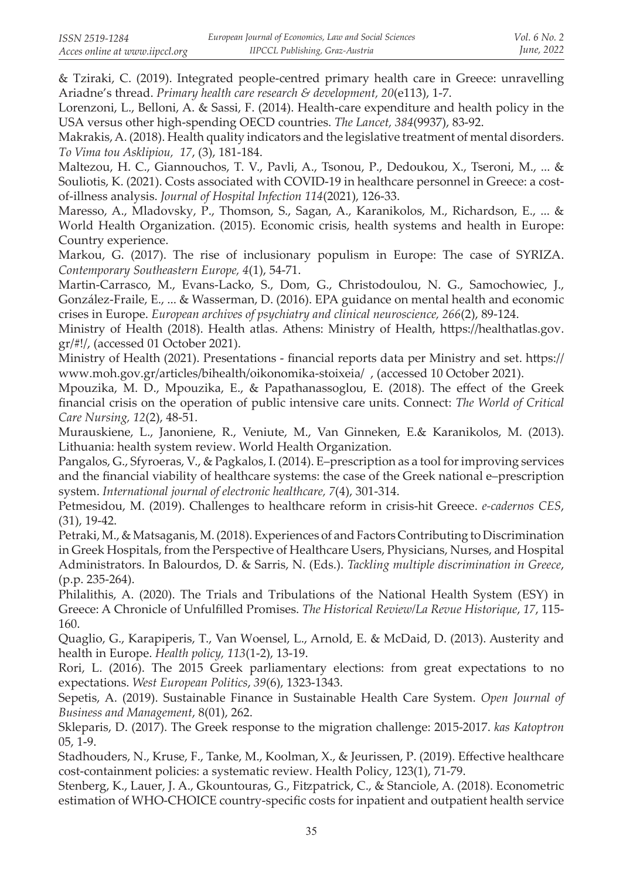& Tziraki, C. (2019). Integrated people-centred primary health care in Greece: unravelling Ariadne's thread. *Primary health care research & development, 20*(e113), 1-7.

Lorenzoni, L., Belloni, A. & Sassi, F. (2014). Health-care expenditure and health policy in the USA versus other high-spending OECD countries. *The Lancet, 384*(9937), 83-92.

Makrakis, A. (2018). Health quality indicators and the legislative treatment of mental disorders. *To Vima tou Asklipiou, 17*, (3), 181-184.

Maltezou, H. C., Giannouchos, T. V., Pavli, A., Tsonou, P., Dedoukou, X., Tseroni, M., ... & Souliotis, K. (2021). Costs associated with COVID-19 in healthcare personnel in Greece: a cost-of-illness analysis. *Journal of Hospital Infection 114*(2021), 126-33.

Maresso, A., Mladovsky, P., Thomson, S., Sagan, A., Karanikolos, M., Richardson, E., ... & World Health Organization. (2015). Economic crisis, health systems and health in Europe: Country experience.

Markou, G. (2017). The rise of inclusionary populism in Europe: The case of SYRIZA. *Contemporary Southeastern Europe, 4*(1), 54-71.

Martin-Carrasco, M., Evans-Lacko, S., Dom, G., Christodoulou, N. G., Samochowiec, J., González-Fraile, E., ... & Wasserman, D. (2016). EPA guidance on mental health and economic crises in Europe. *European archives of psychiatry and clinical neuroscience, 266*(2), 89-124.

Ministry of Health (2018). Health atlas. Athens: Ministry of Health, https://healthatlas.gov.gr/#!/, (accessed 01 October 2021).

Ministry of Health (2021). Presentations - financial reports data per Ministry and set. https://www.moh.gov.gr/articles/bihealth/oikonomika-stoixeia/ , (accessed 10 October 2021).

Mpouzika, M. D., Mpouzika, E., & Papathanassoglou, E. (2018). The effect of the Greek financial crisis on the operation of public intensive care units. Connect: *The World of Critical Care Nursing, 12*(2), 48-51.

Murauskiene, L., Janoniene, R., Veniute, M., Van Ginneken, E.& Karanikolos, M. (2013). Lithuania: health system review. World Health Organization.

Pangalos, G., Sfyroeras, V., & Pagkalos, I. (2014). E–prescription as a tool for improving services and the financial viability of healthcare systems: the case of the Greek national e–prescription system. *International journal of electronic healthcare, 7*(4), 301-314.

Petmesidou, M. (2019). Challenges to healthcare reform in crisis-hit Greece. *e-cadernos CES*, (31), 19-42.

Petraki, M., & Matsaganis, M. (2018). Experiences of and Factors Contributing to Discrimination in Greek Hospitals, from the Perspective of Healthcare Users, Physicians, Nurses, and Hospital Administrators. In Balourdos, D. & Sarris, N. (Eds.). *Tackling multiple discrimination in Greece*, (p.p. 235-264).

Philalithis, A. (2020). The Trials and Tribulations of the National Health System (ESY) in Greece: A Chronicle of Unfulfilled Promises. *The Historical Review/La Revue Historique*, *17*, 115-160.

Quaglio, G., Karapiperis, T., Van Woensel, L., Arnold, E. & McDaid, D. (2013). Austerity and health in Europe. *Health policy, 113*(1-2), 13-19.

Rori, L. (2016). The 2015 Greek parliamentary elections: from great expectations to no expectations. *West European Politics*, *39*(6), 1323-1343.

Sepetis, A. (2019). Sustainable Finance in Sustainable Health Care System. *Open Journal of Business and Management*, 8(01), 262.

Skleparis, D. (2017). The Greek response to the migration challenge: 2015-2017. *kas Katoptron* 05, 1-9.

Stadhouders, N., Kruse, F., Tanke, M., Koolman, X., & Jeurissen, P. (2019). Effective healthcare cost-containment policies: a systematic review. Health Policy, 123(1), 71-79.

Stenberg, K., Lauer, J. A., Gkountouras, G., Fitzpatrick, C., & Stanciole, A. (2018). Econometric estimation of WHO-CHOICE country-specific costs for inpatient and outpatient health service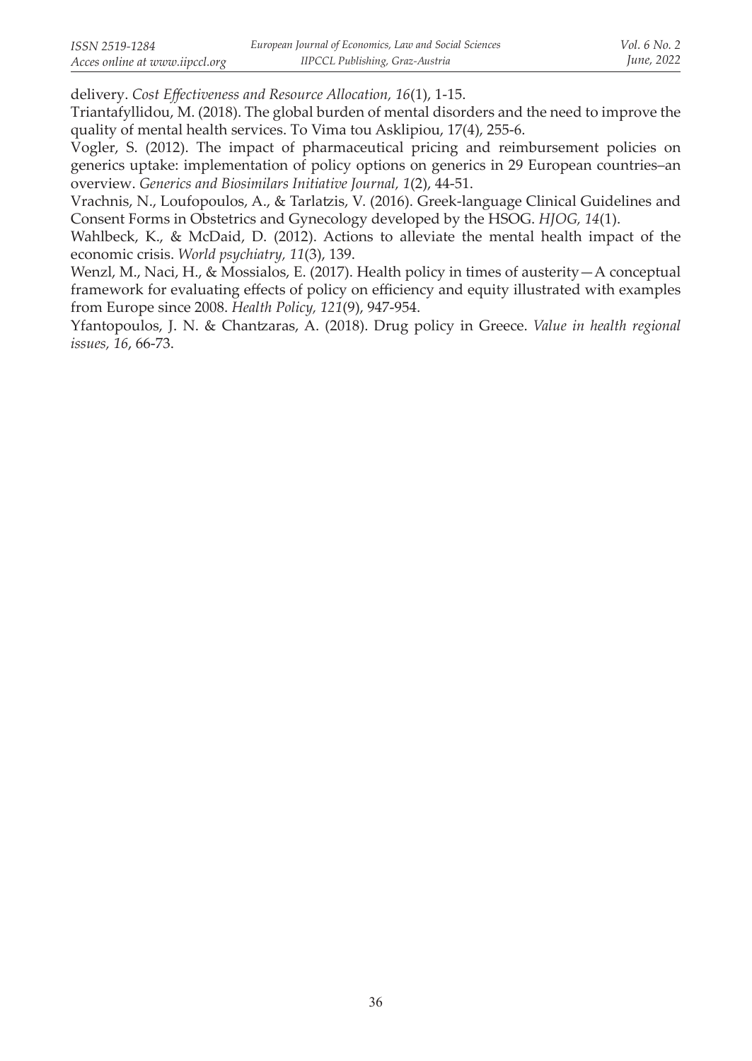delivery. *Cost Effectiveness and Resource Allocation, 16*(1), 1-15.

Triantafyllidou, M. (2018). The global burden of mental disorders and the need to improve the quality of mental health services. To Vima tou Asklipiou, 17(4), 255-6.

Vogler, S. (2012). The impact of pharmaceutical pricing and reimbursement policies on generics uptake: implementation of policy options on generics in 29 European countries–an overview. *Generics and Biosimilars Initiative Journal, 1*(2), 44-51.

Vrachnis, N., Loufopoulos, A., & Tarlatzis, V. (2016). Greek-language Clinical Guidelines and Consent Forms in Obstetrics and Gynecology developed by the HSOG. *HJOG, 14*(1).

Wahlbeck, K., & McDaid, D. (2012). Actions to alleviate the mental health impact of the economic crisis. *World psychiatry, 11*(3), 139.

Wenzl, M., Naci, H., & Mossialos, E. (2017). Health policy in times of austerity—A conceptual framework for evaluating effects of policy on efficiency and equity illustrated with examples from Europe since 2008. *Health Policy, 121*(9), 947-954.

Yfantopoulos, J. N. & Chantzaras, A. (2018). Drug policy in Greece. *Value in health regional issues, 16*, 66-73.